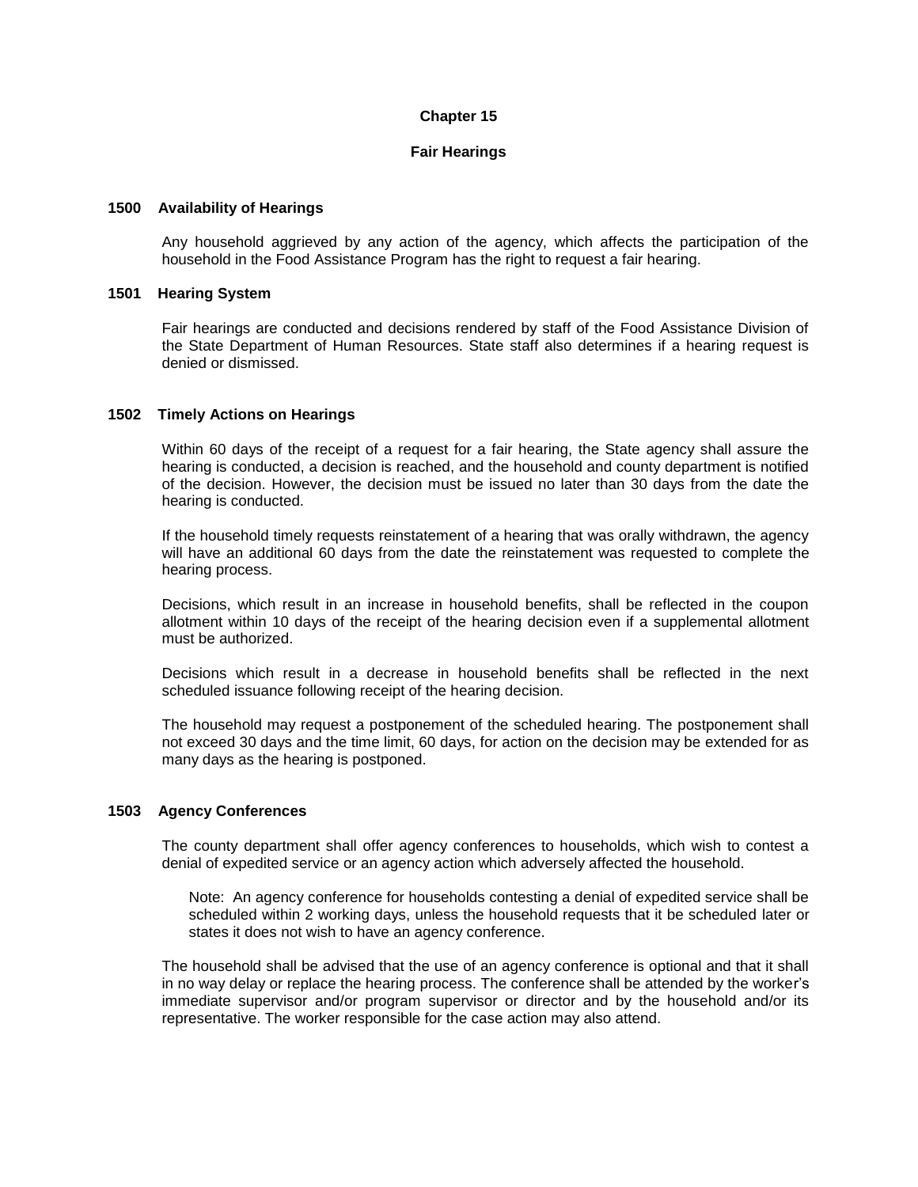# Chapter 15

## Fair Hearings

### 1500 Availability of Hearings

Any household aggrieved by any action of the agency, which affects the participation of the household in the Food Assistance Program has the right to request a fair hearing.

### 1501 Hearing System

Fair hearings are conducted and decisions rendered by staff of the Food Assistance Division of the State Department of Human Resources. State staff also determines if a hearing request is denied or dismissed.

### 1502 Timely Actions on Hearings

Within 60 days of the receipt of a request for a fair hearing, the State agency shall assure the hearing is conducted, a decision is reached, and the household and county department is notified of the decision. However, the decision must be issued no later than 30 days from the date the hearing is conducted.

If the household timely requests reinstatement of a hearing that was orally withdrawn, the agency will have an additional 60 days from the date the reinstatement was requested to complete the hearing process.

Decisions, which result in an increase in household benefits, shall be reflected in the coupon allotment within 10 days of the receipt of the hearing decision even if a supplemental allotment must be authorized.

Decisions which result in a decrease in household benefits shall be reflected in the next scheduled issuance following receipt of the hearing decision.

The household may request a postponement of the scheduled hearing. The postponement shall not exceed 30 days and the time limit, 60 days, for action on the decision may be extended for as many days as the hearing is postponed.

### 1503 Agency Conferences

The county department shall offer agency conferences to households, which wish to contest a denial of expedited service or an agency action which adversely affected the household.

> Note: An agency conference for households contesting a denial of expedited service shall be scheduled within 2 working days, unless the household requests that it be scheduled later or states it does not wish to have an agency conference.

The household shall be advised that the use of an agency conference is optional and that it shall in no way delay or replace the hearing process. The conference shall be attended by the worker's immediate supervisor and/or program supervisor or director and by the household and/or its representative. The worker responsible for the case action may also attend.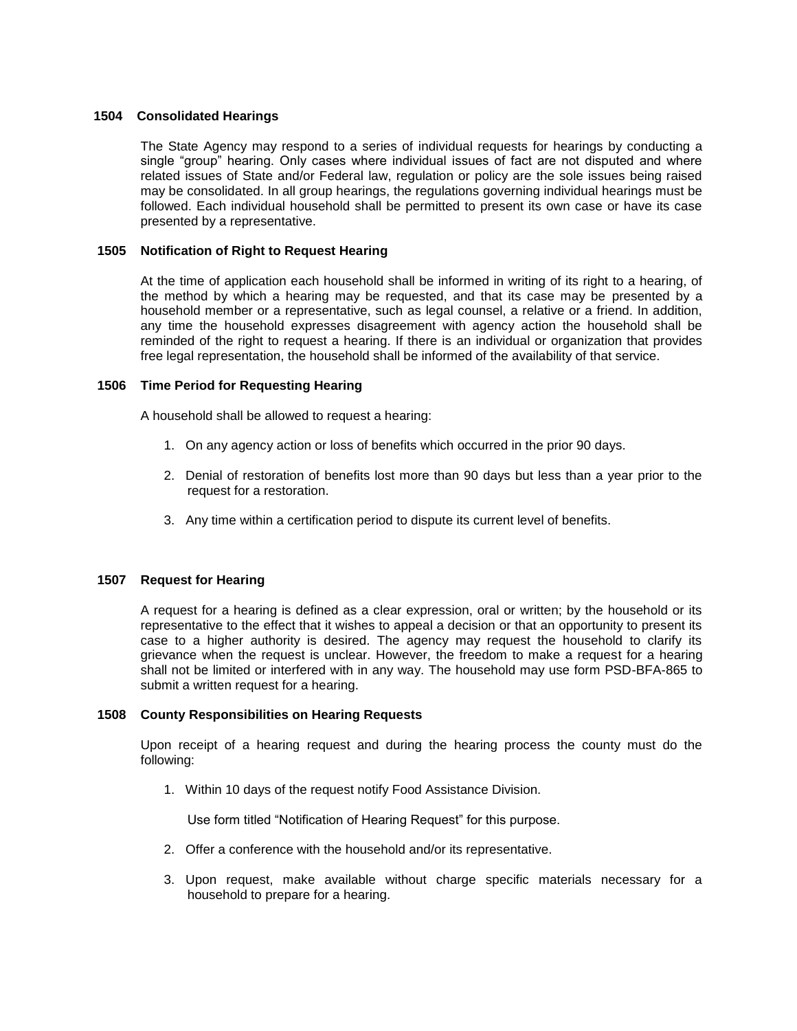## 1504 Consolidated Hearings

The State Agency may respond to a series of individual requests for hearings by conducting a single "group" hearing. Only cases where individual issues of fact are not disputed and where related issues of State and/or Federal law, regulation or policy are the sole issues being raised may be consolidated. In all group hearings, the regulations governing individual hearings must be followed. Each individual household shall be permitted to present its own case or have its case presented by a representative.

## 1505 Notification of Right to Request Hearing

At the time of application each household shall be informed in writing of its right to a hearing, of the method by which a hearing may be requested, and that its case may be presented by a household member or a representative, such as legal counsel, a relative or a friend. In addition, any time the household expresses disagreement with agency action the household shall be reminded of the right to request a hearing. If there is an individual or organization that provides free legal representation, the household shall be informed of the availability of that service.

## 1506 Time Period for Requesting Hearing

A household shall be allowed to request a hearing:

1. On any agency action or loss of benefits which occurred in the prior 90 days.
2. Denial of restoration of benefits lost more than 90 days but less than a year prior to the request for a restoration.
3. Any time within a certification period to dispute its current level of benefits.

## 1507 Request for Hearing

A request for a hearing is defined as a clear expression, oral or written; by the household or its representative to the effect that it wishes to appeal a decision or that an opportunity to present its case to a higher authority is desired. The agency may request the household to clarify its grievance when the request is unclear. However, the freedom to make a request for a hearing shall not be limited or interfered with in any way. The household may use form PSD-BFA-865 to submit a written request for a hearing.

## 1508 County Responsibilities on Hearing Requests

Upon receipt of a hearing request and during the hearing process the county must do the following:

1. Within 10 days of the request notify Food Assistance Division.

   Use form titled "Notification of Hearing Request" for this purpose.

2. Offer a conference with the household and/or its representative.
3. Upon request, make available without charge specific materials necessary for a household to prepare for a hearing.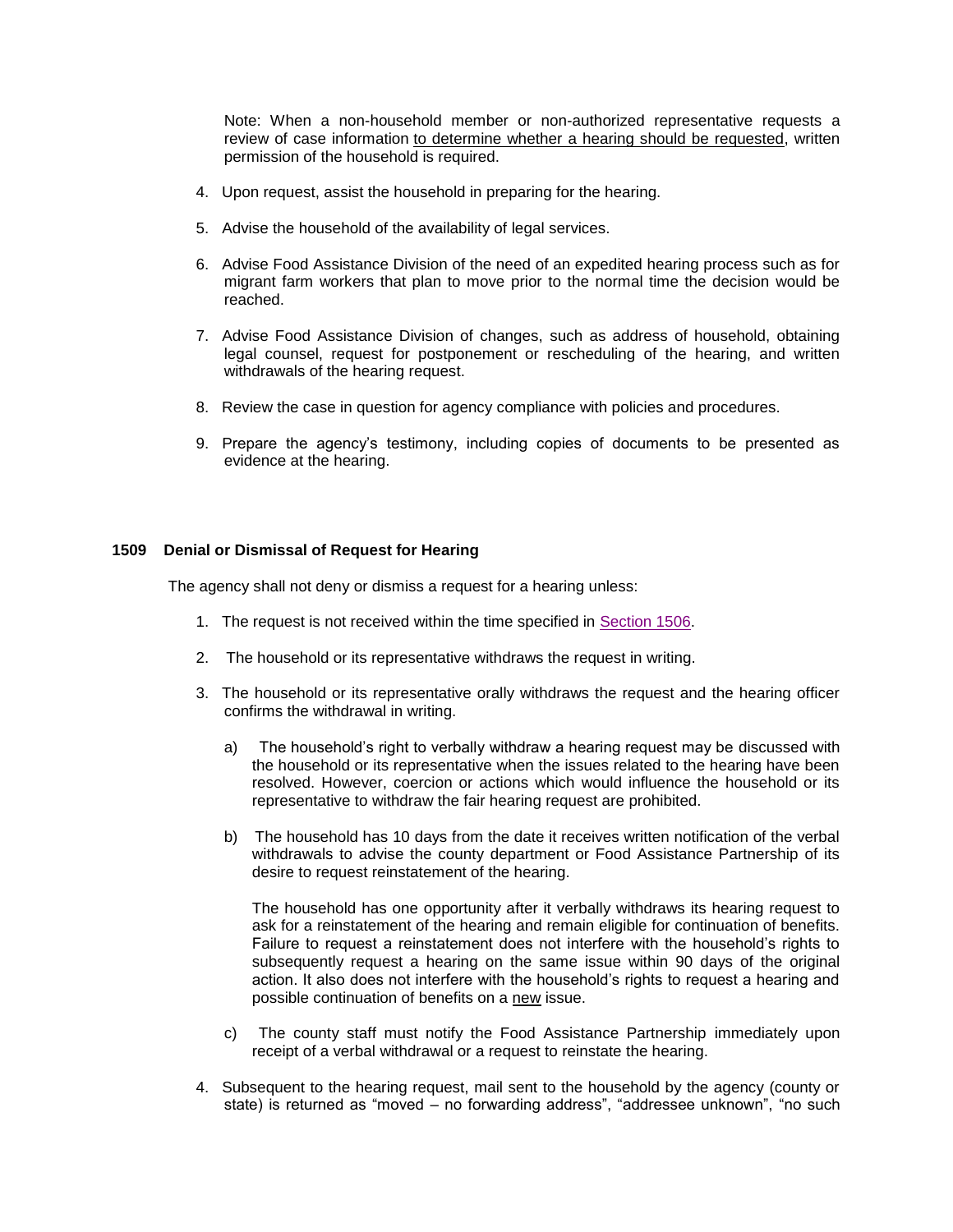Note: When a non-household member or non-authorized representative requests a review of case information <u>to determine whether a hearing should be requested</u>, written permission of the household is required.

4. Upon request, assist the household in preparing for the hearing.

5. Advise the household of the availability of legal services.

6. Advise Food Assistance Division of the need of an expedited hearing process such as for migrant farm workers that plan to move prior to the normal time the decision would be reached.

7. Advise Food Assistance Division of changes, such as address of household, obtaining legal counsel, request for postponement or rescheduling of the hearing, and written withdrawals of the hearing request.

8. Review the case in question for agency compliance with policies and procedures.

9. Prepare the agency's testimony, including copies of documents to be presented as evidence at the hearing.

### 1509 Denial or Dismissal of Request for Hearing

The agency shall not deny or dismiss a request for a hearing unless:

1. The request is not received within the time specified in Section 1506.

2. The household or its representative withdraws the request in writing.

3. The household or its representative orally withdraws the request and the hearing officer confirms the withdrawal in writing.

   a) The household's right to verbally withdraw a hearing request may be discussed with the household or its representative when the issues related to the hearing have been resolved. However, coercion or actions which would influence the household or its representative to withdraw the fair hearing request are prohibited.

   b) The household has 10 days from the date it receives written notification of the verbal withdrawals to advise the county department or Food Assistance Partnership of its desire to request reinstatement of the hearing.

      The household has one opportunity after it verbally withdraws its hearing request to ask for a reinstatement of the hearing and remain eligible for continuation of benefits. Failure to request a reinstatement does not interfere with the household's rights to subsequently request a hearing on the same issue within 90 days of the original action. It also does not interfere with the household's rights to request a hearing and possible continuation of benefits on a <u>new</u> issue.

   c) The county staff must notify the Food Assistance Partnership immediately upon receipt of a verbal withdrawal or a request to reinstate the hearing.

4. Subsequent to the hearing request, mail sent to the household by the agency (county or state) is returned as "moved – no forwarding address", "addressee unknown", "no such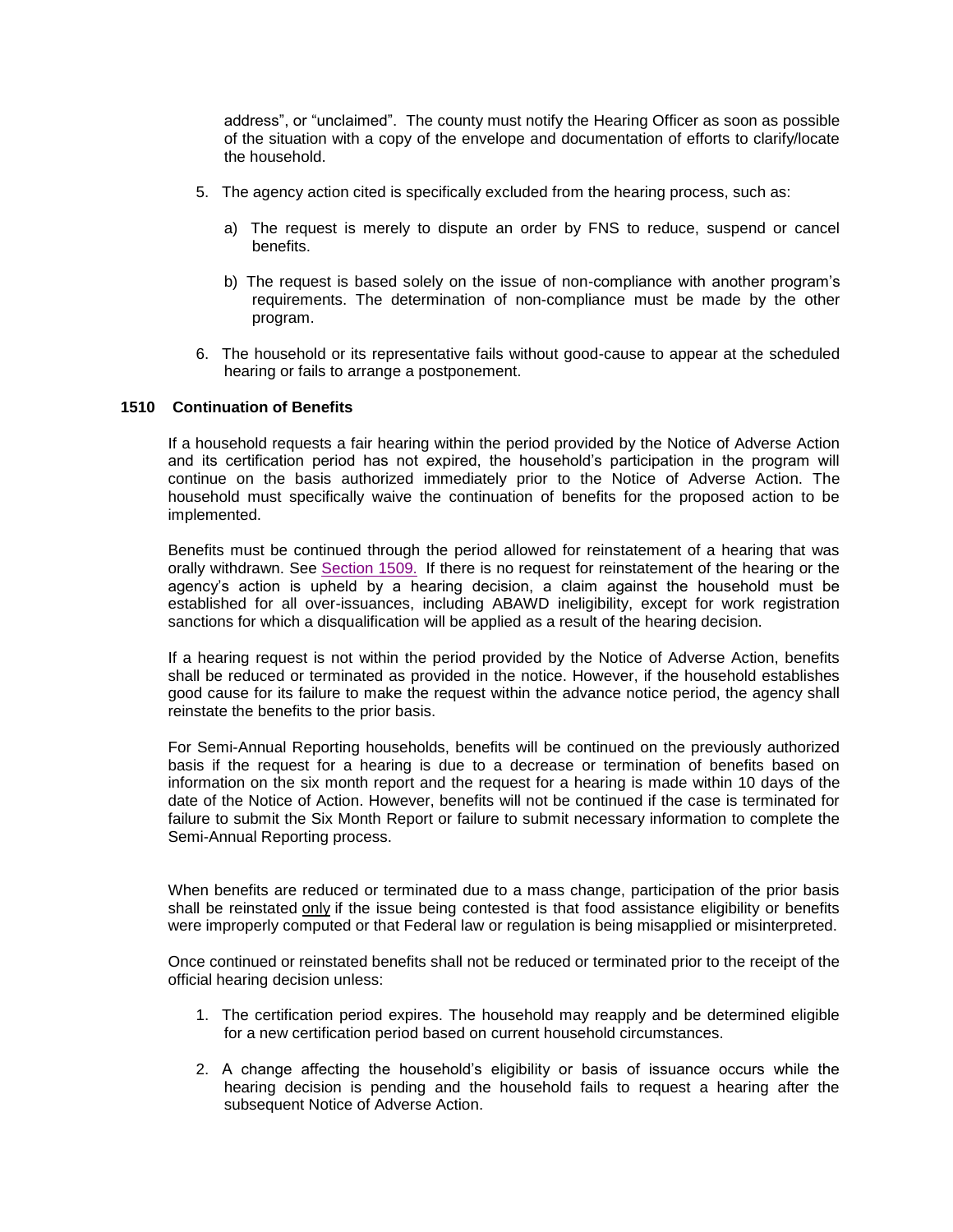address", or "unclaimed". The county must notify the Hearing Officer as soon as possible of the situation with a copy of the envelope and documentation of efforts to clarify/locate the household.

5. The agency action cited is specifically excluded from the hearing process, such as:

   a) The request is merely to dispute an order by FNS to reduce, suspend or cancel benefits.

   b) The request is based solely on the issue of non-compliance with another program's requirements. The determination of non-compliance must be made by the other program.

6. The household or its representative fails without good-cause to appear at the scheduled hearing or fails to arrange a postponement.

### 1510 Continuation of Benefits

If a household requests a fair hearing within the period provided by the Notice of Adverse Action and its certification period has not expired, the household's participation in the program will continue on the basis authorized immediately prior to the Notice of Adverse Action. The household must specifically waive the continuation of benefits for the proposed action to be implemented.

Benefits must be continued through the period allowed for reinstatement of a hearing that was orally withdrawn. See Section 1509. If there is no request for reinstatement of the hearing or the agency's action is upheld by a hearing decision, a claim against the household must be established for all over-issuances, including ABAWD ineligibility, except for work registration sanctions for which a disqualification will be applied as a result of the hearing decision.

If a hearing request is not within the period provided by the Notice of Adverse Action, benefits shall be reduced or terminated as provided in the notice. However, if the household establishes good cause for its failure to make the request within the advance notice period, the agency shall reinstate the benefits to the prior basis.

For Semi-Annual Reporting households, benefits will be continued on the previously authorized basis if the request for a hearing is due to a decrease or termination of benefits based on information on the six month report and the request for a hearing is made within 10 days of the date of the Notice of Action. However, benefits will not be continued if the case is terminated for failure to submit the Six Month Report or failure to submit necessary information to complete the Semi-Annual Reporting process.

When benefits are reduced or terminated due to a mass change, participation of the prior basis shall be reinstated only if the issue being contested is that food assistance eligibility or benefits were improperly computed or that Federal law or regulation is being misapplied or misinterpreted.

Once continued or reinstated benefits shall not be reduced or terminated prior to the receipt of the official hearing decision unless:

1. The certification period expires. The household may reapply and be determined eligible for a new certification period based on current household circumstances.

2. A change affecting the household's eligibility or basis of issuance occurs while the hearing decision is pending and the household fails to request a hearing after the subsequent Notice of Adverse Action.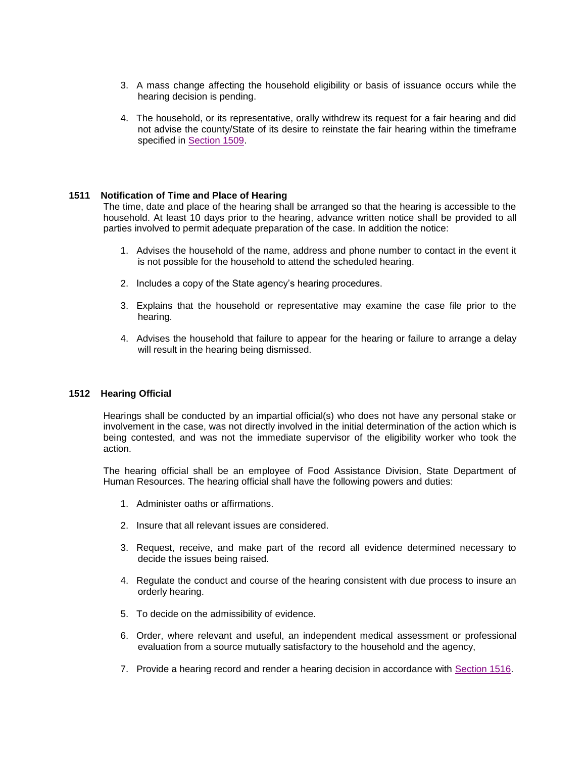3. A mass change affecting the household eligibility or basis of issuance occurs while the hearing decision is pending.

4. The household, or its representative, orally withdrew its request for a fair hearing and did not advise the county/State of its desire to reinstate the fair hearing within the timeframe specified in Section 1509.

### 1511 Notification of Time and Place of Hearing

The time, date and place of the hearing shall be arranged so that the hearing is accessible to the household. At least 10 days prior to the hearing, advance written notice shall be provided to all parties involved to permit adequate preparation of the case. In addition the notice:

1. Advises the household of the name, address and phone number to contact in the event it is not possible for the household to attend the scheduled hearing.

2. Includes a copy of the State agency's hearing procedures.

3. Explains that the household or representative may examine the case file prior to the hearing.

4. Advises the household that failure to appear for the hearing or failure to arrange a delay will result in the hearing being dismissed.

### 1512 Hearing Official

Hearings shall be conducted by an impartial official(s) who does not have any personal stake or involvement in the case, was not directly involved in the initial determination of the action which is being contested, and was not the immediate supervisor of the eligibility worker who took the action.

The hearing official shall be an employee of Food Assistance Division, State Department of Human Resources. The hearing official shall have the following powers and duties:

1. Administer oaths or affirmations.

2. Insure that all relevant issues are considered.

3. Request, receive, and make part of the record all evidence determined necessary to decide the issues being raised.

4. Regulate the conduct and course of the hearing consistent with due process to insure an orderly hearing.

5. To decide on the admissibility of evidence.

6. Order, where relevant and useful, an independent medical assessment or professional evaluation from a source mutually satisfactory to the household and the agency,

7. Provide a hearing record and render a hearing decision in accordance with Section 1516.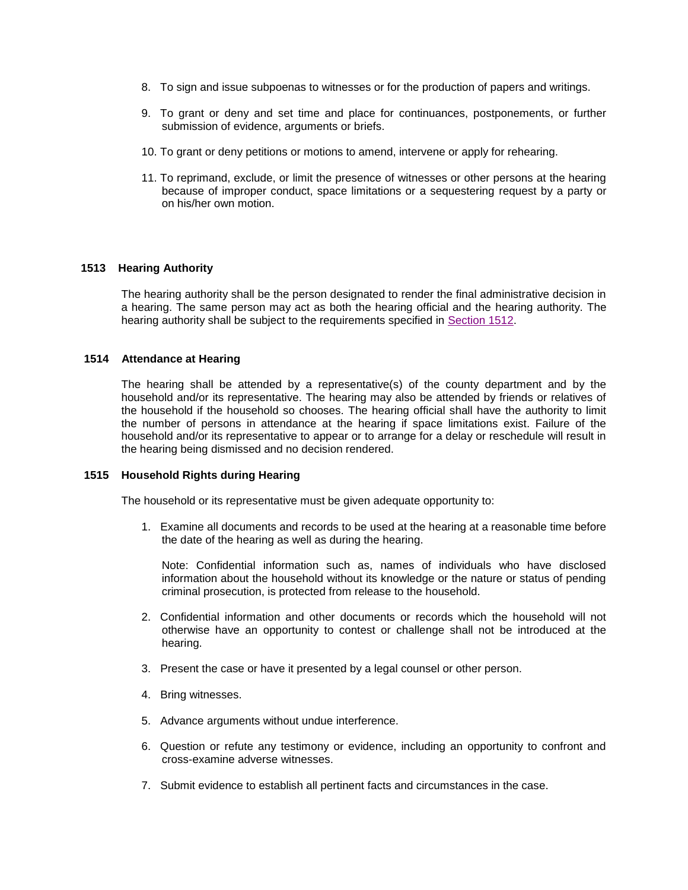8. To sign and issue subpoenas to witnesses or for the production of papers and writings.

9. To grant or deny and set time and place for continuances, postponements, or further submission of evidence, arguments or briefs.

10. To grant or deny petitions or motions to amend, intervene or apply for rehearing.

11. To reprimand, exclude, or limit the presence of witnesses or other persons at the hearing because of improper conduct, space limitations or a sequestering request by a party or on his/her own motion.

### 1513 Hearing Authority

The hearing authority shall be the person designated to render the final administrative decision in a hearing. The same person may act as both the hearing official and the hearing authority. The hearing authority shall be subject to the requirements specified in Section 1512.

### 1514 Attendance at Hearing

The hearing shall be attended by a representative(s) of the county department and by the household and/or its representative. The hearing may also be attended by friends or relatives of the household if the household so chooses. The hearing official shall have the authority to limit the number of persons in attendance at the hearing if space limitations exist. Failure of the household and/or its representative to appear or to arrange for a delay or reschedule will result in the hearing being dismissed and no decision rendered.

### 1515 Household Rights during Hearing

The household or its representative must be given adequate opportunity to:

1. Examine all documents and records to be used at the hearing at a reasonable time before the date of the hearing as well as during the hearing.

   Note: Confidential information such as, names of individuals who have disclosed information about the household without its knowledge or the nature or status of pending criminal prosecution, is protected from release to the household.

2. Confidential information and other documents or records which the household will not otherwise have an opportunity to contest or challenge shall not be introduced at the hearing.

3. Present the case or have it presented by a legal counsel or other person.

4. Bring witnesses.

5. Advance arguments without undue interference.

6. Question or refute any testimony or evidence, including an opportunity to confront and cross-examine adverse witnesses.

7. Submit evidence to establish all pertinent facts and circumstances in the case.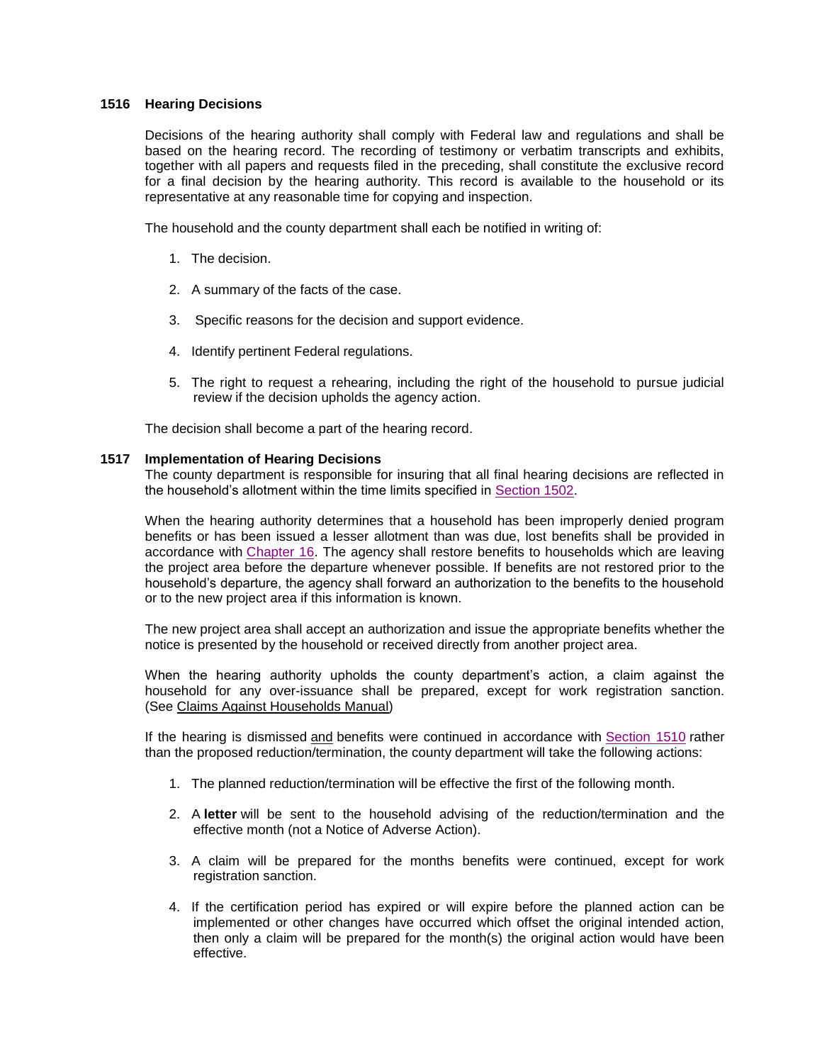## 1516 Hearing Decisions

Decisions of the hearing authority shall comply with Federal law and regulations and shall be based on the hearing record. The recording of testimony or verbatim transcripts and exhibits, together with all papers and requests filed in the preceding, shall constitute the exclusive record for a final decision by the hearing authority. This record is available to the household or its representative at any reasonable time for copying and inspection.

The household and the county department shall each be notified in writing of:

1. The decision.
2. A summary of the facts of the case.
3. Specific reasons for the decision and support evidence.
4. Identify pertinent Federal regulations.
5. The right to request a rehearing, including the right of the household to pursue judicial review if the decision upholds the agency action.

The decision shall become a part of the hearing record.

## 1517 Implementation of Hearing Decisions

The county department is responsible for insuring that all final hearing decisions are reflected in the household's allotment within the time limits specified in Section 1502.

When the hearing authority determines that a household has been improperly denied program benefits or has been issued a lesser allotment than was due, lost benefits shall be provided in accordance with Chapter 16. The agency shall restore benefits to households which are leaving the project area before the departure whenever possible. If benefits are not restored prior to the household's departure, the agency shall forward an authorization to the benefits to the household or to the new project area if this information is known.

The new project area shall accept an authorization and issue the appropriate benefits whether the notice is presented by the household or received directly from another project area.

When the hearing authority upholds the county department's action, a claim against the household for any over-issuance shall be prepared, except for work registration sanction. (See Claims Against Households Manual)

If the hearing is dismissed and benefits were continued in accordance with Section 1510 rather than the proposed reduction/termination, the county department will take the following actions:

1. The planned reduction/termination will be effective the first of the following month.
2. A **letter** will be sent to the household advising of the reduction/termination and the effective month (not a Notice of Adverse Action).
3. A claim will be prepared for the months benefits were continued, except for work registration sanction.
4. If the certification period has expired or will expire before the planned action can be implemented or other changes have occurred which offset the original intended action, then only a claim will be prepared for the month(s) the original action would have been effective.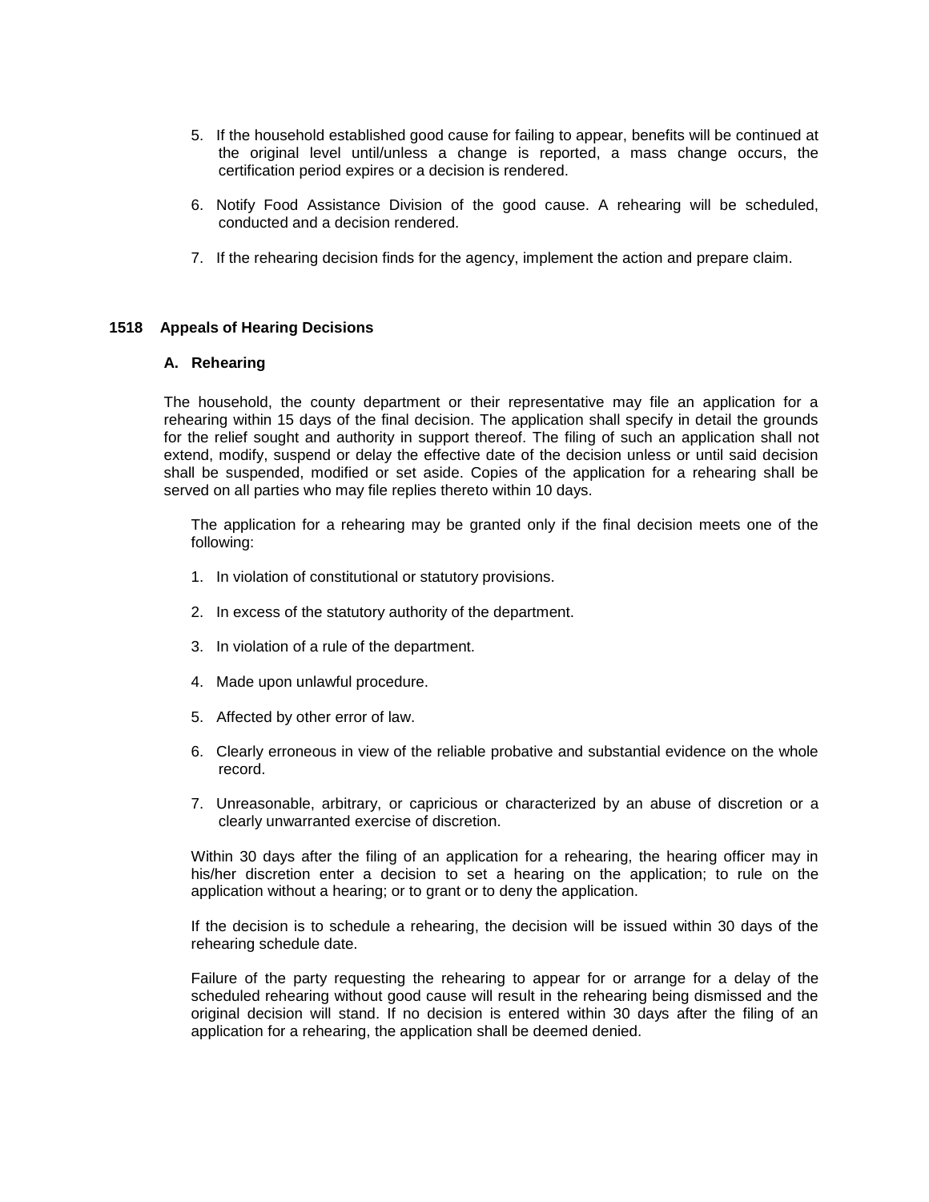5. If the household established good cause for failing to appear, benefits will be continued at the original level until/unless a change is reported, a mass change occurs, the certification period expires or a decision is rendered.

6. Notify Food Assistance Division of the good cause. A rehearing will be scheduled, conducted and a decision rendered.

7. If the rehearing decision finds for the agency, implement the action and prepare claim.

## 1518 Appeals of Hearing Decisions

### A. Rehearing

The household, the county department or their representative may file an application for a rehearing within 15 days of the final decision. The application shall specify in detail the grounds for the relief sought and authority in support thereof. The filing of such an application shall not extend, modify, suspend or delay the effective date of the decision unless or until said decision shall be suspended, modified or set aside. Copies of the application for a rehearing shall be served on all parties who may file replies thereto within 10 days.

The application for a rehearing may be granted only if the final decision meets one of the following:

1. In violation of constitutional or statutory provisions.
2. In excess of the statutory authority of the department.
3. In violation of a rule of the department.
4. Made upon unlawful procedure.
5. Affected by other error of law.
6. Clearly erroneous in view of the reliable probative and substantial evidence on the whole record.
7. Unreasonable, arbitrary, or capricious or characterized by an abuse of discretion or a clearly unwarranted exercise of discretion.

Within 30 days after the filing of an application for a rehearing, the hearing officer may in his/her discretion enter a decision to set a hearing on the application; to rule on the application without a hearing; or to grant or to deny the application.

If the decision is to schedule a rehearing, the decision will be issued within 30 days of the rehearing schedule date.

Failure of the party requesting the rehearing to appear for or arrange for a delay of the scheduled rehearing without good cause will result in the rehearing being dismissed and the original decision will stand. If no decision is entered within 30 days after the filing of an application for a rehearing, the application shall be deemed denied.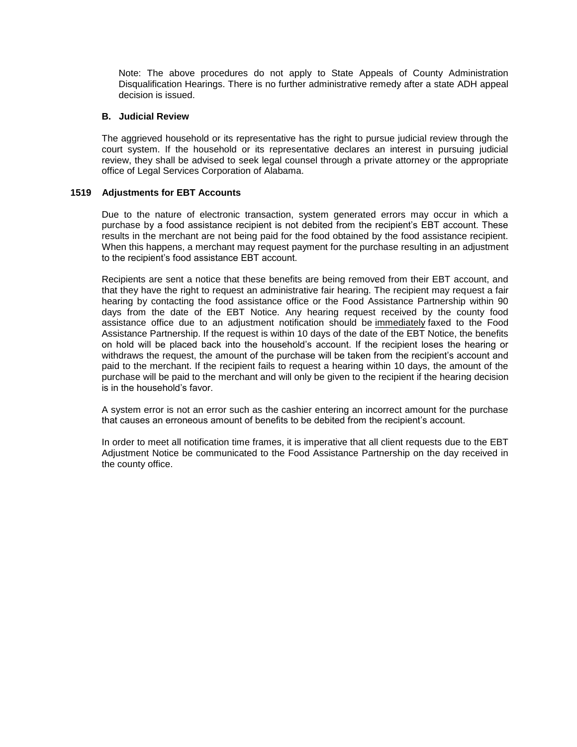Note: The above procedures do not apply to State Appeals of County Administration Disqualification Hearings. There is no further administrative remedy after a state ADH appeal decision is issued.

### B. Judicial Review

The aggrieved household or its representative has the right to pursue judicial review through the court system. If the household or its representative declares an interest in pursuing judicial review, they shall be advised to seek legal counsel through a private attorney or the appropriate office of Legal Services Corporation of Alabama.

## 1519 Adjustments for EBT Accounts

Due to the nature of electronic transaction, system generated errors may occur in which a purchase by a food assistance recipient is not debited from the recipient's EBT account. These results in the merchant are not being paid for the food obtained by the food assistance recipient. When this happens, a merchant may request payment for the purchase resulting in an adjustment to the recipient's food assistance EBT account.

Recipients are sent a notice that these benefits are being removed from their EBT account, and that they have the right to request an administrative fair hearing. The recipient may request a fair hearing by contacting the food assistance office or the Food Assistance Partnership within 90 days from the date of the EBT Notice. Any hearing request received by the county food assistance office due to an adjustment notification should be <u>immediately</u> faxed to the Food Assistance Partnership. If the request is within 10 days of the date of the EBT Notice, the benefits on hold will be placed back into the household's account. If the recipient loses the hearing or withdraws the request, the amount of the purchase will be taken from the recipient's account and paid to the merchant. If the recipient fails to request a hearing within 10 days, the amount of the purchase will be paid to the merchant and will only be given to the recipient if the hearing decision is in the household's favor.

A system error is not an error such as the cashier entering an incorrect amount for the purchase that causes an erroneous amount of benefits to be debited from the recipient's account.

In order to meet all notification time frames, it is imperative that all client requests due to the EBT Adjustment Notice be communicated to the Food Assistance Partnership on the day received in the county office.